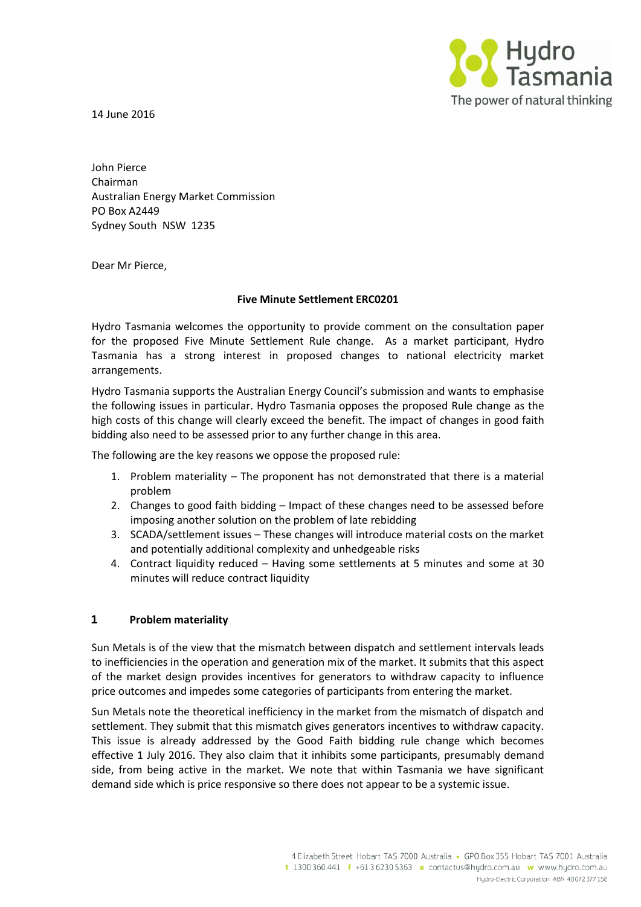14 June 2016

John Pierce
Chairman
Australian Energy Market Commission
PO Box A2449
Sydney South NSW 1235

Dear Mr Pierce,

**Five Minute Settlement ERC0201**

Hydro Tasmania welcomes the opportunity to provide comment on the consultation paper for the proposed Five Minute Settlement Rule change. As a market participant, Hydro Tasmania has a strong interest in proposed changes to national electricity market arrangements.

Hydro Tasmania supports the Australian Energy Council's submission and wants to emphasise the following issues in particular. Hydro Tasmania opposes the proposed Rule change as the high costs of this change will clearly exceed the benefit. The impact of changes in good faith bidding also need to be assessed prior to any further change in this area.

The following are the key reasons we oppose the proposed rule:

1. Problem materiality – The proponent has not demonstrated that there is a material problem
2. Changes to good faith bidding – Impact of these changes need to be assessed before imposing another solution on the problem of late rebidding
3. SCADA/settlement issues – These changes will introduce material costs on the market and potentially additional complexity and unhedgeable risks
4. Contract liquidity reduced – Having some settlements at 5 minutes and some at 30 minutes will reduce contract liquidity

## 1 Problem materiality

Sun Metals is of the view that the mismatch between dispatch and settlement intervals leads to inefficiencies in the operation and generation mix of the market. It submits that this aspect of the market design provides incentives for generators to withdraw capacity to influence price outcomes and impedes some categories of participants from entering the market.

Sun Metals note the theoretical inefficiency in the market from the mismatch of dispatch and settlement. They submit that this mismatch gives generators incentives to withdraw capacity. This issue is already addressed by the Good Faith bidding rule change which becomes effective 1 July 2016. They also claim that it inhibits some participants, presumably demand side, from being active in the market. We note that within Tasmania we have significant demand side which is price responsive so there does not appear to be a systemic issue.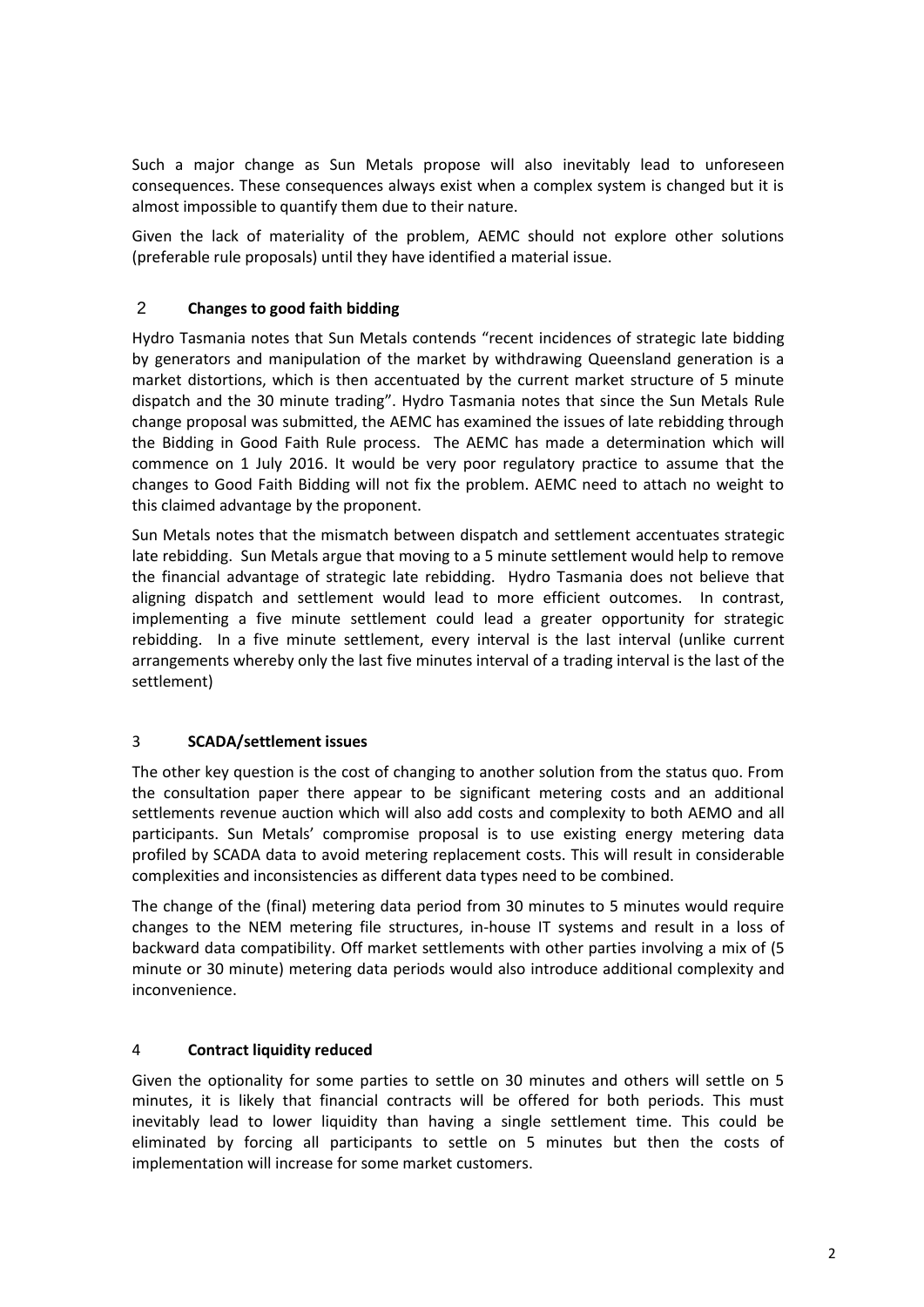Such a major change as Sun Metals propose will also inevitably lead to unforeseen consequences. These consequences always exist when a complex system is changed but it is almost impossible to quantify them due to their nature.

Given the lack of materiality of the problem, AEMC should not explore other solutions (preferable rule proposals) until they have identified a material issue.

## 2 **Changes to good faith bidding**

Hydro Tasmania notes that Sun Metals contends "recent incidences of strategic late bidding by generators and manipulation of the market by withdrawing Queensland generation is a market distortions, which is then accentuated by the current market structure of 5 minute dispatch and the 30 minute trading". Hydro Tasmania notes that since the Sun Metals Rule change proposal was submitted, the AEMC has examined the issues of late rebidding through the Bidding in Good Faith Rule process. The AEMC has made a determination which will commence on 1 July 2016. It would be very poor regulatory practice to assume that the changes to Good Faith Bidding will not fix the problem. AEMC need to attach no weight to this claimed advantage by the proponent.

Sun Metals notes that the mismatch between dispatch and settlement accentuates strategic late rebidding. Sun Metals argue that moving to a 5 minute settlement would help to remove the financial advantage of strategic late rebidding. Hydro Tasmania does not believe that aligning dispatch and settlement would lead to more efficient outcomes. In contrast, implementing a five minute settlement could lead a greater opportunity for strategic rebidding. In a five minute settlement, every interval is the last interval (unlike current arrangements whereby only the last five minutes interval of a trading interval is the last of the settlement)

## 3 **SCADA/settlement issues**

The other key question is the cost of changing to another solution from the status quo. From the consultation paper there appear to be significant metering costs and an additional settlements revenue auction which will also add costs and complexity to both AEMO and all participants. Sun Metals' compromise proposal is to use existing energy metering data profiled by SCADA data to avoid metering replacement costs. This will result in considerable complexities and inconsistencies as different data types need to be combined.

The change of the (final) metering data period from 30 minutes to 5 minutes would require changes to the NEM metering file structures, in-house IT systems and result in a loss of backward data compatibility. Off market settlements with other parties involving a mix of (5 minute or 30 minute) metering data periods would also introduce additional complexity and inconvenience.

## 4 **Contract liquidity reduced**

Given the optionality for some parties to settle on 30 minutes and others will settle on 5 minutes, it is likely that financial contracts will be offered for both periods. This must inevitably lead to lower liquidity than having a single settlement time. This could be eliminated by forcing all participants to settle on 5 minutes but then the costs of implementation will increase for some market customers.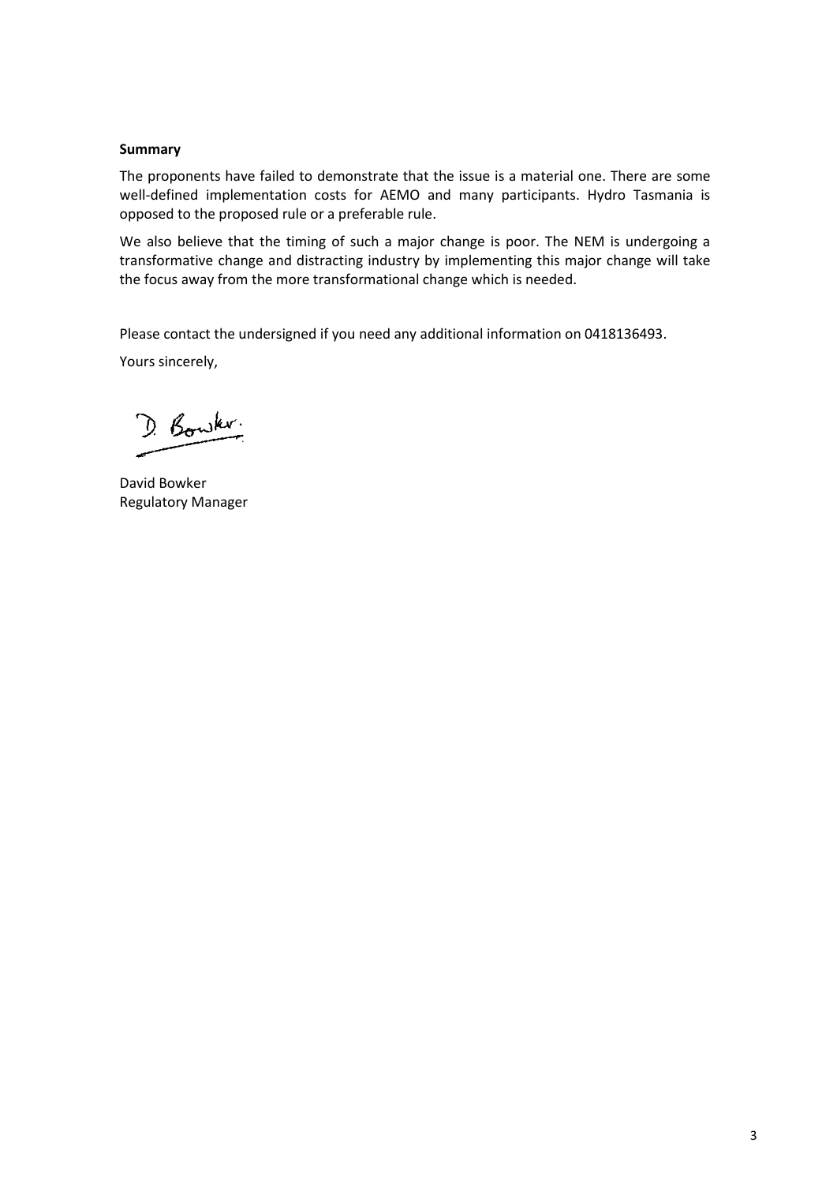**Summary**

The proponents have failed to demonstrate that the issue is a material one. There are some well-defined implementation costs for AEMO and many participants. Hydro Tasmania is opposed to the proposed rule or a preferable rule.

We also believe that the timing of such a major change is poor. The NEM is undergoing a transformative change and distracting industry by implementing this major change will take the focus away from the more transformational change which is needed.

Please contact the undersigned if you need any additional information on 0418136493.

Yours sincerely,

D. Bowker.

David Bowker
Regulatory Manager